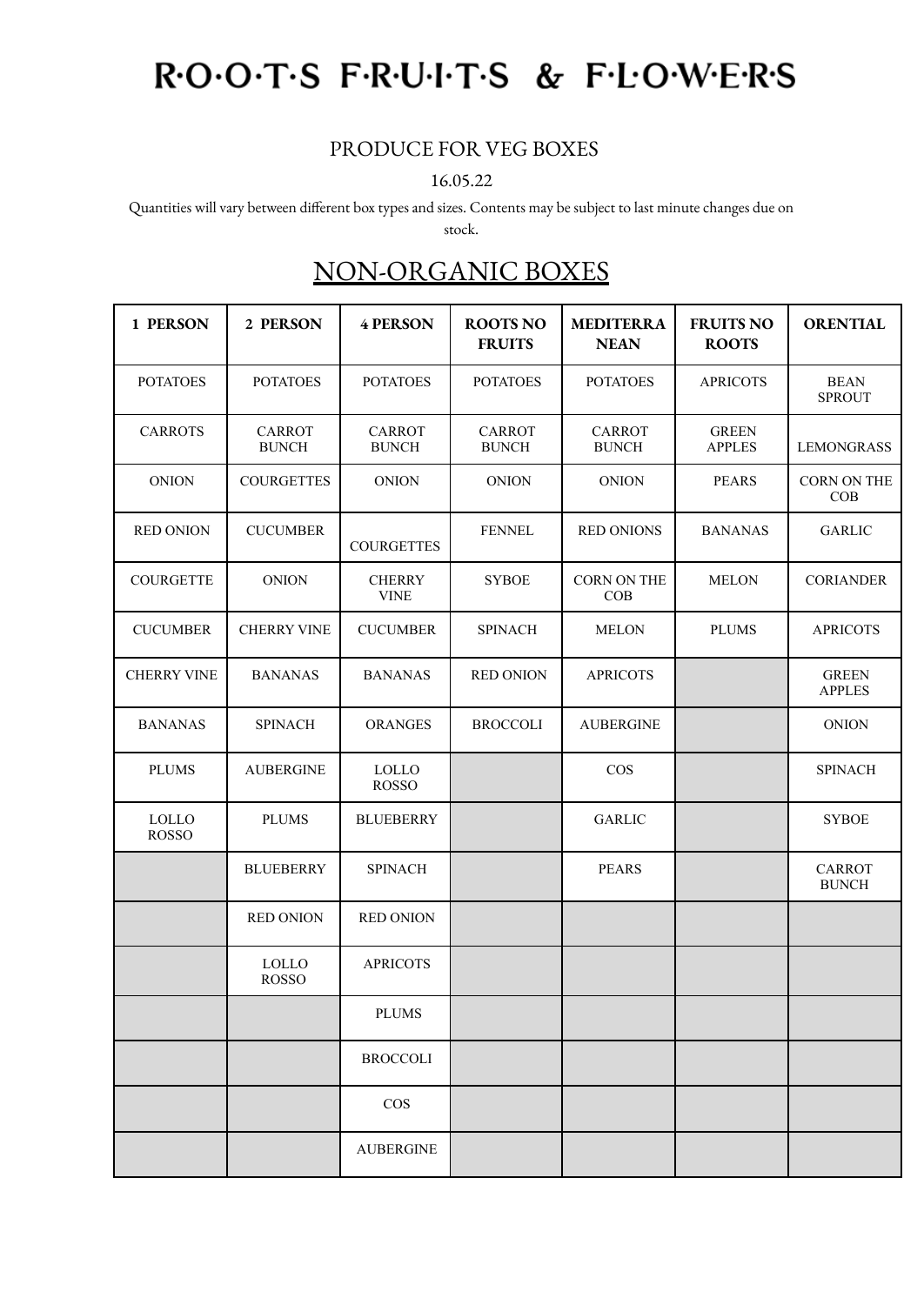# R·O·O·T·S F·R·U·I·T·S & F·L·O·W·E·R·S

PRODUCE FOR VEG BOXES

16.05.22

Quantities will vary between different box types and sizes. Contents may be subject to last minute changes due on stock.

## NON-ORGANIC BOXES

| **1 PERSON** | **2 PERSON** | **4 PERSON** | **ROOTS NO FRUITS** | **MEDITERRANEAN** | **FRUITS NO ROOTS** | **ORENTIAL** |
|---|---|---|---|---|---|---|
| POTATOES | POTATOES | POTATOES | POTATOES | POTATOES | APRICOTS | BEAN SPROUT |
| CARROTS | CARROT BUNCH | CARROT BUNCH | CARROT BUNCH | CARROT BUNCH | GREEN APPLES | LEMONGRASS |
| ONION | COURGETTES | ONION | ONION | ONION | PEARS | CORN ON THE COB |
| RED ONION | CUCUMBER | COURGETTES | FENNEL | RED ONIONS | BANANAS | GARLIC |
| COURGETTE | ONION | CHERRY VINE | SYBOE | CORN ON THE COB | MELON | CORIANDER |
| CUCUMBER | CHERRY VINE | CUCUMBER | SPINACH | MELON | PLUMS | APRICOTS |
| CHERRY VINE | BANANAS | BANANAS | RED ONION | APRICOTS | | GREEN APPLES |
| BANANAS | SPINACH | ORANGES | BROCCOLI | AUBERGINE | | ONION |
| PLUMS | AUBERGINE | LOLLO ROSSO | | COS | | SPINACH |
| LOLLO ROSSO | PLUMS | BLUEBERRY | | GARLIC | | SYBOE |
| | BLUEBERRY | SPINACH | | PEARS | | CARROT BUNCH |
| | RED ONION | RED ONION | | | | |
| | LOLLO ROSSO | APRICOTS | | | | |
| | | PLUMS | | | | |
| | | BROCCOLI | | | | |
| | | COS | | | | |
| | | AUBERGINE | | | | |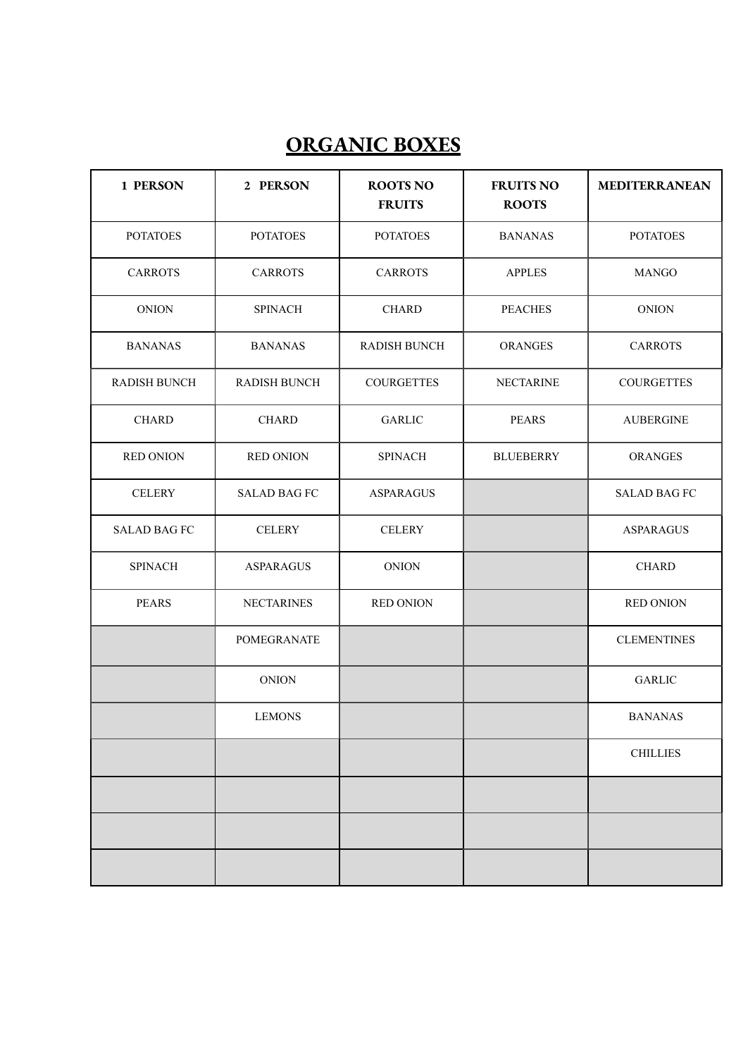# ORGANIC BOXES

| 1 PERSON | 2 PERSON | ROOTS NO FRUITS | FRUITS NO ROOTS | MEDITERRANEAN |
|---|---|---|---|---|
| POTATOES | POTATOES | POTATOES | BANANAS | POTATOES |
| CARROTS | CARROTS | CARROTS | APPLES | MANGO |
| ONION | SPINACH | CHARD | PEACHES | ONION |
| BANANAS | BANANAS | RADISH BUNCH | ORANGES | CARROTS |
| RADISH BUNCH | RADISH BUNCH | COURGETTES | NECTARINE | COURGETTES |
| CHARD | CHARD | GARLIC | PEARS | AUBERGINE |
| RED ONION | RED ONION | SPINACH | BLUEBERRY | ORANGES |
| CELERY | SALAD BAG FC | ASPARAGUS | | SALAD BAG FC |
| SALAD BAG FC | CELERY | CELERY | | ASPARAGUS |
| SPINACH | ASPARAGUS | ONION | | CHARD |
| PEARS | NECTARINES | RED ONION | | RED ONION |
| | POMEGRANATE | | | CLEMENTINES |
| | ONION | | | GARLIC |
| | LEMONS | | | BANANAS |
| | | | | CHILLIES |
| | | | | |
| | | | | |
| | | | | |